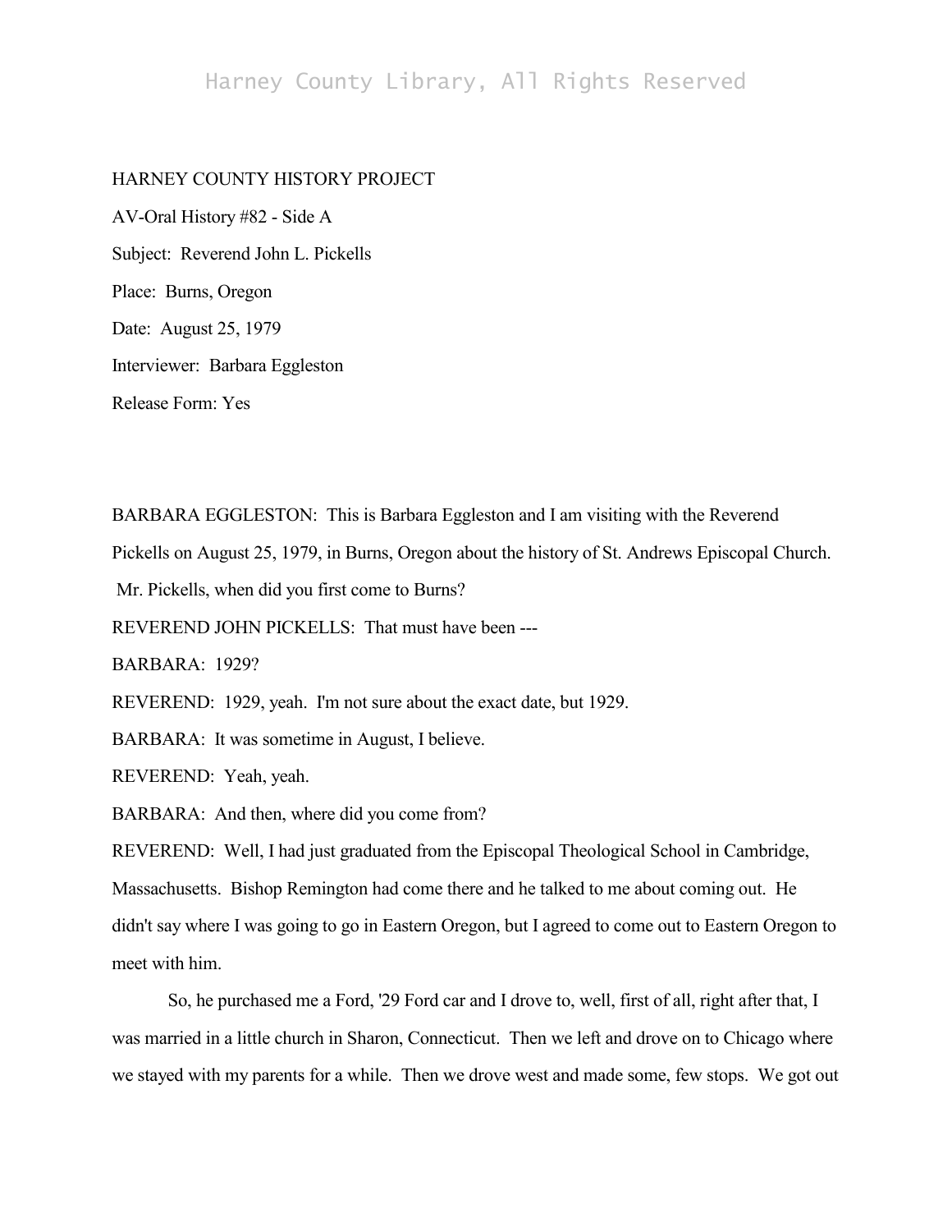HARNEY COUNTY HISTORY PROJECT

AV-Oral History #82 - Side A

Subject: Reverend John L. Pickells

Place: Burns, Oregon

Date: August 25, 1979

Interviewer: Barbara Eggleston

Release Form: Yes

BARBARA EGGLESTON: This is Barbara Eggleston and I am visiting with the Reverend Pickells on August 25, 1979, in Burns, Oregon about the history of St. Andrews Episcopal Church. Mr. Pickells, when did you first come to Burns?

REVEREND JOHN PICKELLS: That must have been ---

BARBARA: 1929?

REVEREND: 1929, yeah. I'm not sure about the exact date, but 1929.

BARBARA: It was sometime in August, I believe.

REVEREND: Yeah, yeah.

BARBARA: And then, where did you come from?

REVEREND: Well, I had just graduated from the Episcopal Theological School in Cambridge, Massachusetts. Bishop Remington had come there and he talked to me about coming out. He didn't say where I was going to go in Eastern Oregon, but I agreed to come out to Eastern Oregon to meet with him.

So, he purchased me a Ford, '29 Ford car and I drove to, well, first of all, right after that, I was married in a little church in Sharon, Connecticut. Then we left and drove on to Chicago where we stayed with my parents for a while. Then we drove west and made some, few stops. We got out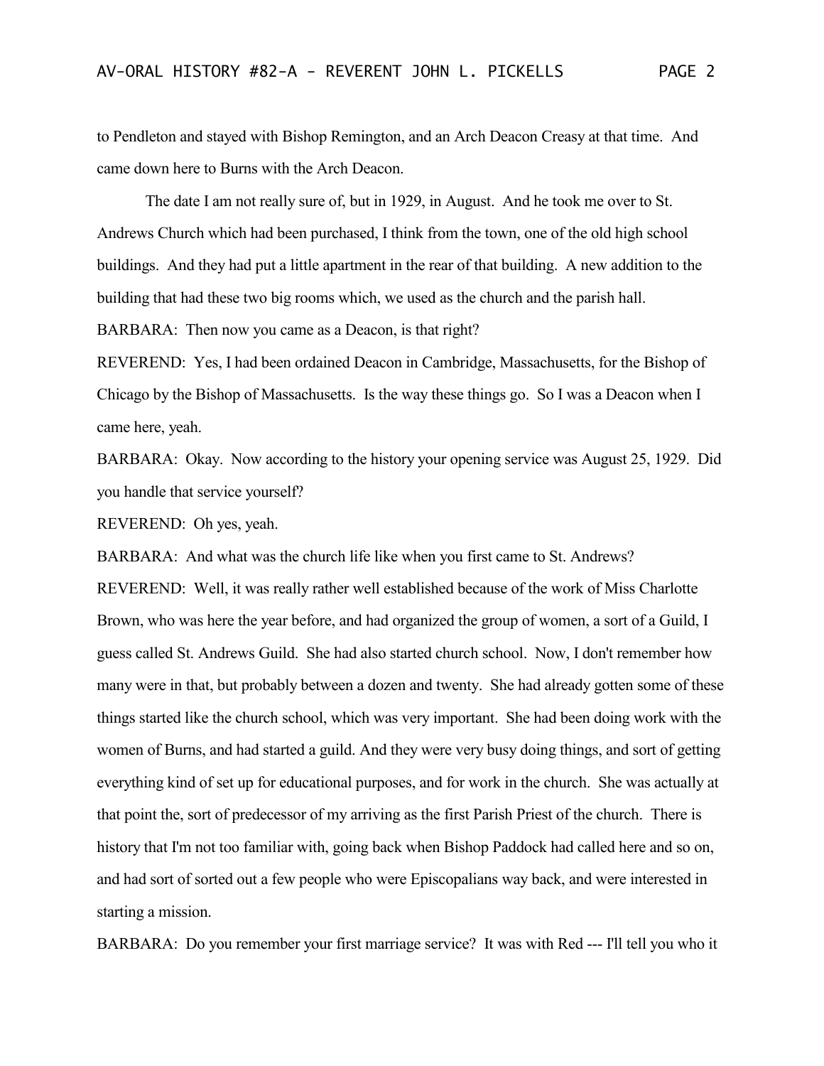to Pendleton and stayed with Bishop Remington, and an Arch Deacon Creasy at that time. And came down here to Burns with the Arch Deacon.

The date I am not really sure of, but in 1929, in August. And he took me over to St. Andrews Church which had been purchased, I think from the town, one of the old high school buildings. And they had put a little apartment in the rear of that building. A new addition to the building that had these two big rooms which, we used as the church and the parish hall.

BARBARA: Then now you came as a Deacon, is that right?

REVEREND: Yes, I had been ordained Deacon in Cambridge, Massachusetts, for the Bishop of Chicago by the Bishop of Massachusetts. Is the way these things go. So I was a Deacon when I came here, yeah.

BARBARA: Okay. Now according to the history your opening service was August 25, 1929. Did you handle that service yourself?

REVEREND: Oh yes, yeah.

BARBARA: And what was the church life like when you first came to St. Andrews?

REVEREND: Well, it was really rather well established because of the work of Miss Charlotte Brown, who was here the year before, and had organized the group of women, a sort of a Guild, I guess called St. Andrews Guild. She had also started church school. Now, I don't remember how many were in that, but probably between a dozen and twenty. She had already gotten some of these things started like the church school, which was very important. She had been doing work with the women of Burns, and had started a guild. And they were very busy doing things, and sort of getting everything kind of set up for educational purposes, and for work in the church. She was actually at that point the, sort of predecessor of my arriving as the first Parish Priest of the church. There is history that I'm not too familiar with, going back when Bishop Paddock had called here and so on, and had sort of sorted out a few people who were Episcopalians way back, and were interested in starting a mission.

BARBARA: Do you remember your first marriage service? It was with Red --- I'll tell you who it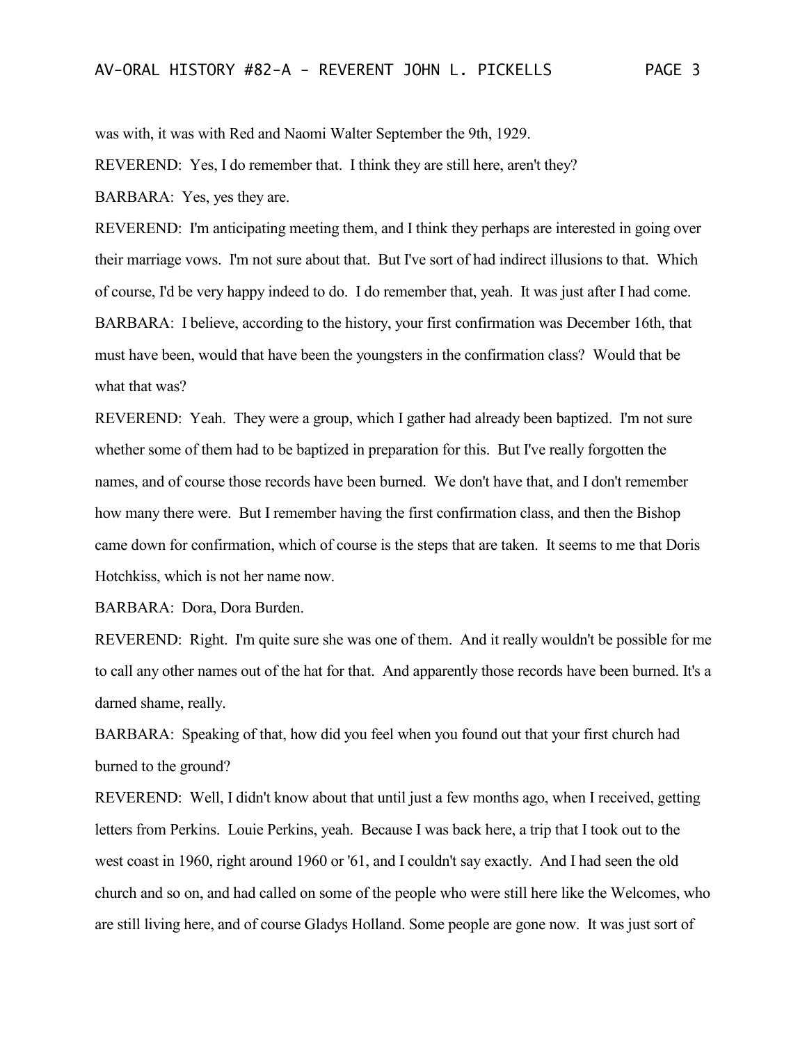was with, it was with Red and Naomi Walter September the 9th, 1929.

REVEREND: Yes, I do remember that. I think they are still here, aren't they?

BARBARA: Yes, yes they are.

REVEREND: I'm anticipating meeting them, and I think they perhaps are interested in going over their marriage vows. I'm not sure about that. But I've sort of had indirect illusions to that. Which of course, I'd be very happy indeed to do. I do remember that, yeah. It was just after I had come.

BARBARA: I believe, according to the history, your first confirmation was December 16th, that must have been, would that have been the youngsters in the confirmation class? Would that be what that was?

REVEREND: Yeah. They were a group, which I gather had already been baptized. I'm not sure whether some of them had to be baptized in preparation for this. But I've really forgotten the names, and of course those records have been burned. We don't have that, and I don't remember how many there were. But I remember having the first confirmation class, and then the Bishop came down for confirmation, which of course is the steps that are taken. It seems to me that Doris Hotchkiss, which is not her name now.

BARBARA: Dora, Dora Burden.

REVEREND: Right. I'm quite sure she was one of them. And it really wouldn't be possible for me to call any other names out of the hat for that. And apparently those records have been burned. It's a darned shame, really.

BARBARA: Speaking of that, how did you feel when you found out that your first church had burned to the ground?

REVEREND: Well, I didn't know about that until just a few months ago, when I received, getting letters from Perkins. Louie Perkins, yeah. Because I was back here, a trip that I took out to the west coast in 1960, right around 1960 or '61, and I couldn't say exactly. And I had seen the old church and so on, and had called on some of the people who were still here like the Welcomes, who are still living here, and of course Gladys Holland. Some people are gone now. It was just sort of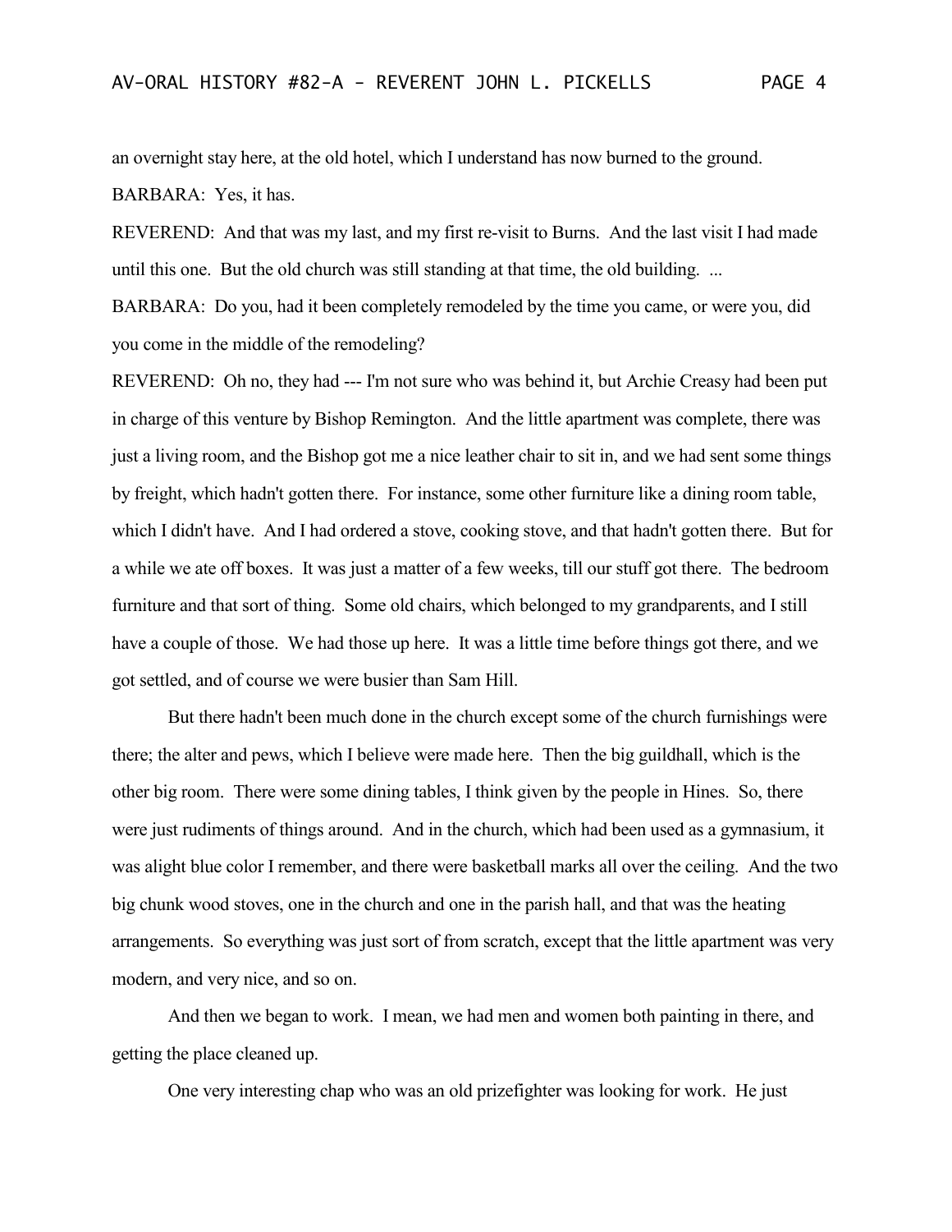an overnight stay here, at the old hotel, which I understand has now burned to the ground.

BARBARA: Yes, it has.

REVEREND: And that was my last, and my first re-visit to Burns. And the last visit I had made until this one. But the old church was still standing at that time, the old building. ...

BARBARA: Do you, had it been completely remodeled by the time you came, or were you, did you come in the middle of the remodeling?

REVEREND: Oh no, they had --- I'm not sure who was behind it, but Archie Creasy had been put in charge of this venture by Bishop Remington. And the little apartment was complete, there was just a living room, and the Bishop got me a nice leather chair to sit in, and we had sent some things by freight, which hadn't gotten there. For instance, some other furniture like a dining room table, which I didn't have. And I had ordered a stove, cooking stove, and that hadn't gotten there. But for a while we ate off boxes. It was just a matter of a few weeks, till our stuff got there. The bedroom furniture and that sort of thing. Some old chairs, which belonged to my grandparents, and I still have a couple of those. We had those up here. It was a little time before things got there, and we got settled, and of course we were busier than Sam Hill.

But there hadn't been much done in the church except some of the church furnishings were there; the alter and pews, which I believe were made here. Then the big guildhall, which is the other big room. There were some dining tables, I think given by the people in Hines. So, there were just rudiments of things around. And in the church, which had been used as a gymnasium, it was alight blue color I remember, and there were basketball marks all over the ceiling. And the two big chunk wood stoves, one in the church and one in the parish hall, and that was the heating arrangements. So everything was just sort of from scratch, except that the little apartment was very modern, and very nice, and so on.

And then we began to work. I mean, we had men and women both painting in there, and getting the place cleaned up.

One very interesting chap who was an old prizefighter was looking for work. He just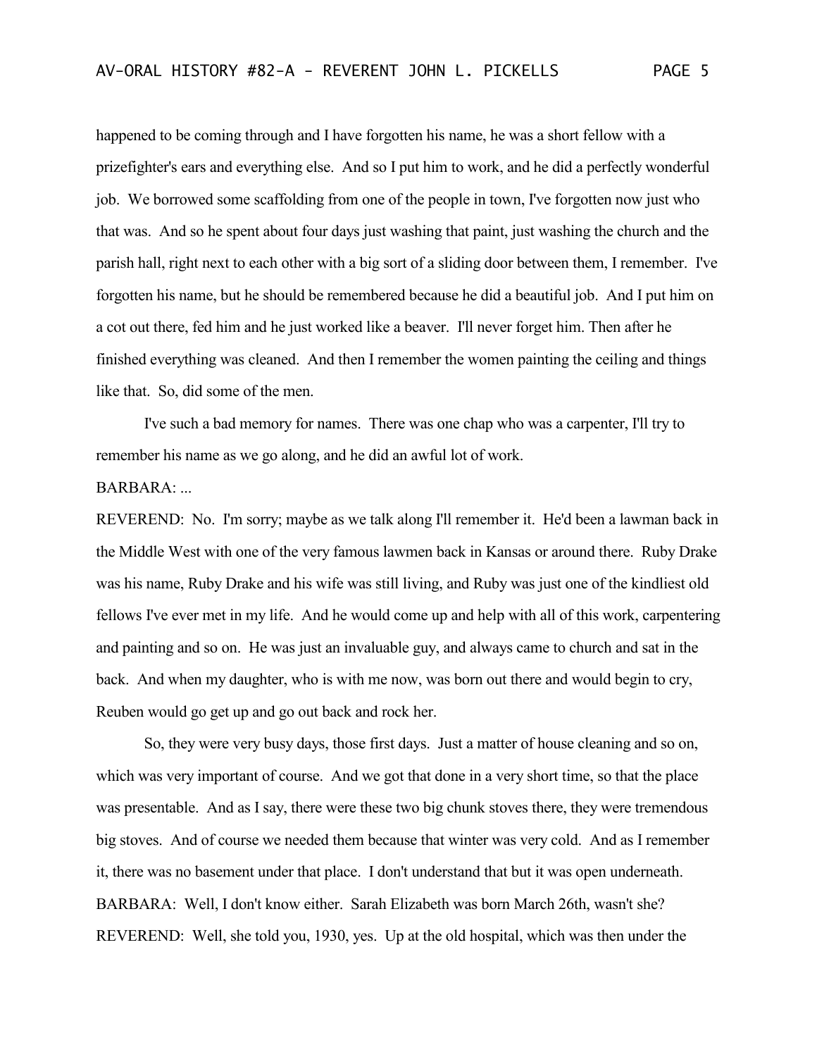happened to be coming through and I have forgotten his name, he was a short fellow with a prizefighter's ears and everything else. And so I put him to work, and he did a perfectly wonderful job. We borrowed some scaffolding from one of the people in town, I've forgotten now just who that was. And so he spent about four days just washing that paint, just washing the church and the parish hall, right next to each other with a big sort of a sliding door between them, I remember. I've forgotten his name, but he should be remembered because he did a beautiful job. And I put him on a cot out there, fed him and he just worked like a beaver. I'll never forget him. Then after he finished everything was cleaned. And then I remember the women painting the ceiling and things like that. So, did some of the men.

I've such a bad memory for names. There was one chap who was a carpenter, I'll try to remember his name as we go along, and he did an awful lot of work.

BARBARA: ...

REVEREND: No. I'm sorry; maybe as we talk along I'll remember it. He'd been a lawman back in the Middle West with one of the very famous lawmen back in Kansas or around there. Ruby Drake was his name, Ruby Drake and his wife was still living, and Ruby was just one of the kindliest old fellows I've ever met in my life. And he would come up and help with all of this work, carpentering and painting and so on. He was just an invaluable guy, and always came to church and sat in the back. And when my daughter, who is with me now, was born out there and would begin to cry, Reuben would go get up and go out back and rock her.

So, they were very busy days, those first days. Just a matter of house cleaning and so on, which was very important of course. And we got that done in a very short time, so that the place was presentable. And as I say, there were these two big chunk stoves there, they were tremendous big stoves. And of course we needed them because that winter was very cold. And as I remember it, there was no basement under that place. I don't understand that but it was open underneath.

BARBARA: Well, I don't know either. Sarah Elizabeth was born March 26th, wasn't she?

REVEREND: Well, she told you, 1930, yes. Up at the old hospital, which was then under the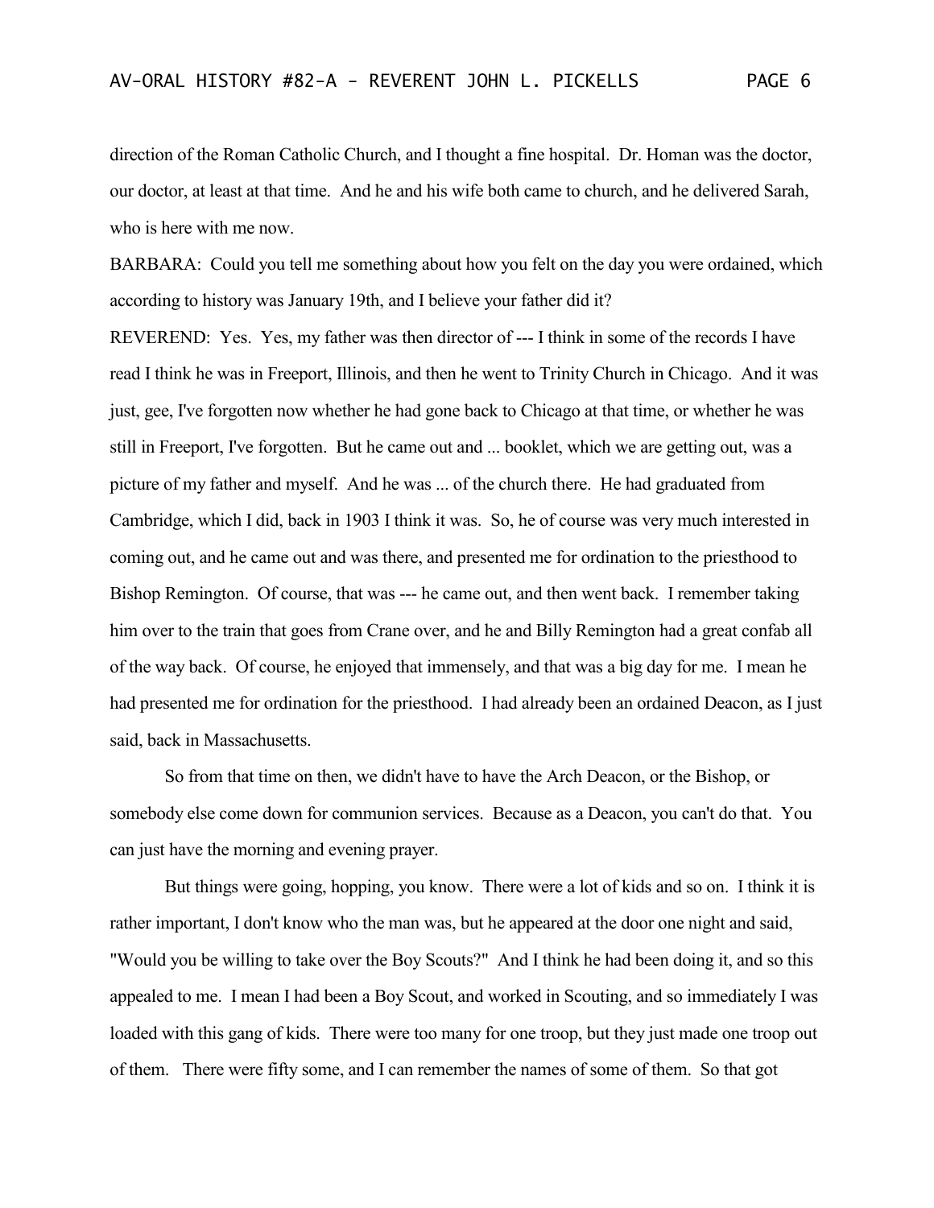direction of the Roman Catholic Church, and I thought a fine hospital. Dr. Homan was the doctor, our doctor, at least at that time. And he and his wife both came to church, and he delivered Sarah, who is here with me now.

BARBARA: Could you tell me something about how you felt on the day you were ordained, which according to history was January 19th, and I believe your father did it?

REVEREND: Yes. Yes, my father was then director of --- I think in some of the records I have read I think he was in Freeport, Illinois, and then he went to Trinity Church in Chicago. And it was just, gee, I've forgotten now whether he had gone back to Chicago at that time, or whether he was still in Freeport, I've forgotten. But he came out and ... booklet, which we are getting out, was a picture of my father and myself. And he was ... of the church there. He had graduated from Cambridge, which I did, back in 1903 I think it was. So, he of course was very much interested in coming out, and he came out and was there, and presented me for ordination to the priesthood to Bishop Remington. Of course, that was --- he came out, and then went back. I remember taking him over to the train that goes from Crane over, and he and Billy Remington had a great confab all of the way back. Of course, he enjoyed that immensely, and that was a big day for me. I mean he had presented me for ordination for the priesthood. I had already been an ordained Deacon, as I just said, back in Massachusetts.

So from that time on then, we didn't have to have the Arch Deacon, or the Bishop, or somebody else come down for communion services. Because as a Deacon, you can't do that. You can just have the morning and evening prayer.

But things were going, hopping, you know. There were a lot of kids and so on. I think it is rather important, I don't know who the man was, but he appeared at the door one night and said, "Would you be willing to take over the Boy Scouts?" And I think he had been doing it, and so this appealed to me. I mean I had been a Boy Scout, and worked in Scouting, and so immediately I was loaded with this gang of kids. There were too many for one troop, but they just made one troop out of them. There were fifty some, and I can remember the names of some of them. So that got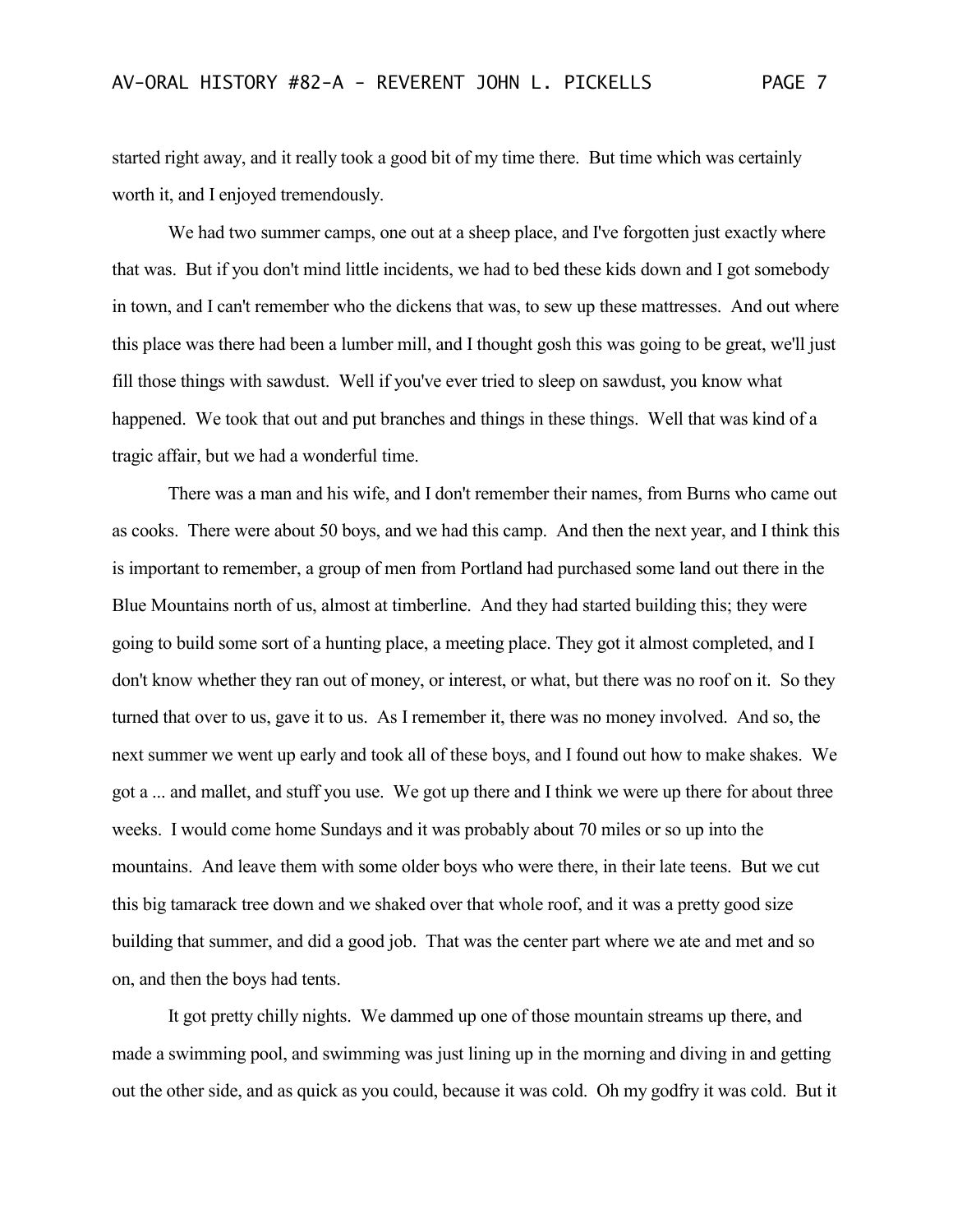started right away, and it really took a good bit of my time there. But time which was certainly worth it, and I enjoyed tremendously.

We had two summer camps, one out at a sheep place, and I've forgotten just exactly where that was. But if you don't mind little incidents, we had to bed these kids down and I got somebody in town, and I can't remember who the dickens that was, to sew up these mattresses. And out where this place was there had been a lumber mill, and I thought gosh this was going to be great, we'll just fill those things with sawdust. Well if you've ever tried to sleep on sawdust, you know what happened. We took that out and put branches and things in these things. Well that was kind of a tragic affair, but we had a wonderful time.

There was a man and his wife, and I don't remember their names, from Burns who came out as cooks. There were about 50 boys, and we had this camp. And then the next year, and I think this is important to remember, a group of men from Portland had purchased some land out there in the Blue Mountains north of us, almost at timberline. And they had started building this; they were going to build some sort of a hunting place, a meeting place. They got it almost completed, and I don't know whether they ran out of money, or interest, or what, but there was no roof on it. So they turned that over to us, gave it to us. As I remember it, there was no money involved. And so, the next summer we went up early and took all of these boys, and I found out how to make shakes. We got a ... and mallet, and stuff you use. We got up there and I think we were up there for about three weeks. I would come home Sundays and it was probably about 70 miles or so up into the mountains. And leave them with some older boys who were there, in their late teens. But we cut this big tamarack tree down and we shaked over that whole roof, and it was a pretty good size building that summer, and did a good job. That was the center part where we ate and met and so on, and then the boys had tents.

It got pretty chilly nights. We dammed up one of those mountain streams up there, and made a swimming pool, and swimming was just lining up in the morning and diving in and getting out the other side, and as quick as you could, because it was cold. Oh my godfry it was cold. But it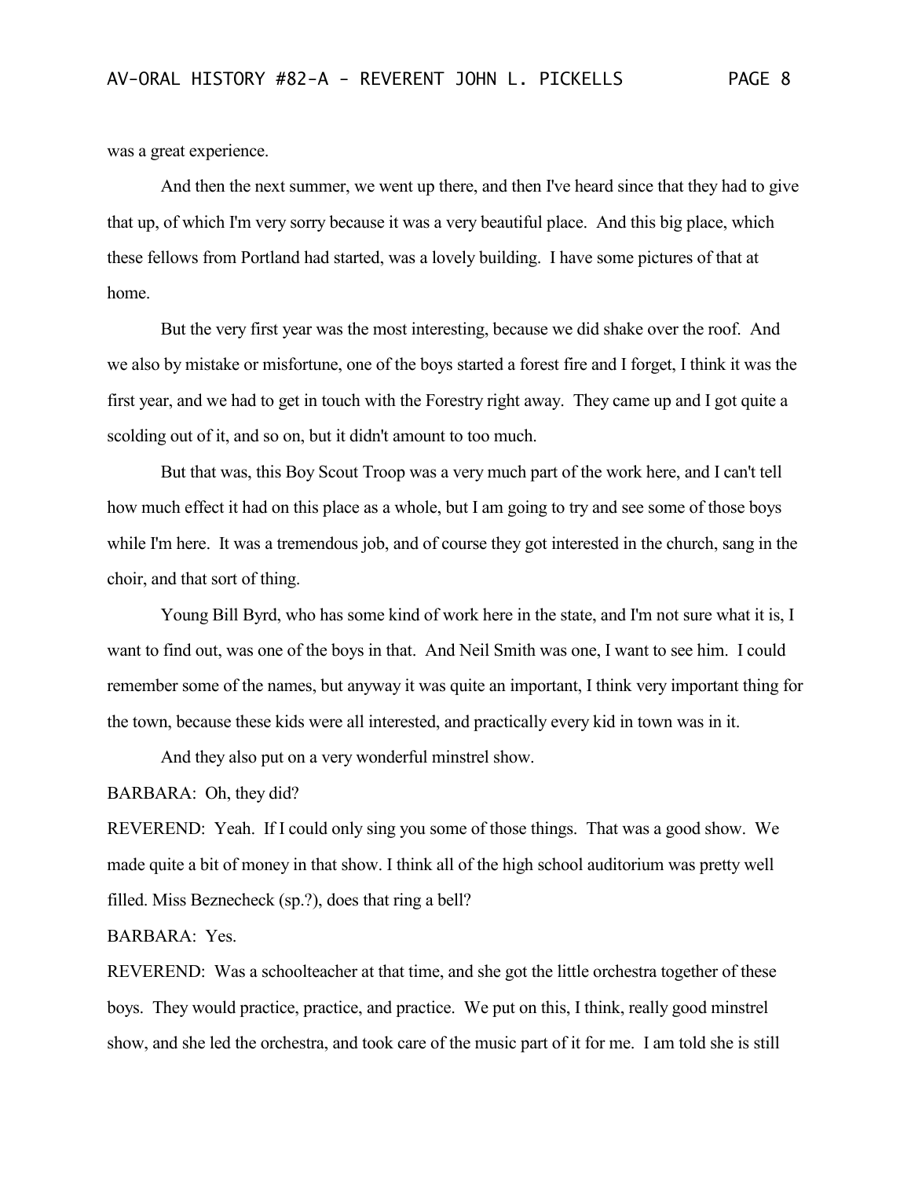was a great experience.

And then the next summer, we went up there, and then I've heard since that they had to give that up, of which I'm very sorry because it was a very beautiful place. And this big place, which these fellows from Portland had started, was a lovely building. I have some pictures of that at home.

But the very first year was the most interesting, because we did shake over the roof. And we also by mistake or misfortune, one of the boys started a forest fire and I forget, I think it was the first year, and we had to get in touch with the Forestry right away. They came up and I got quite a scolding out of it, and so on, but it didn't amount to too much.

But that was, this Boy Scout Troop was a very much part of the work here, and I can't tell how much effect it had on this place as a whole, but I am going to try and see some of those boys while I'm here. It was a tremendous job, and of course they got interested in the church, sang in the choir, and that sort of thing.

Young Bill Byrd, who has some kind of work here in the state, and I'm not sure what it is, I want to find out, was one of the boys in that. And Neil Smith was one, I want to see him. I could remember some of the names, but anyway it was quite an important, I think very important thing for the town, because these kids were all interested, and practically every kid in town was in it.

And they also put on a very wonderful minstrel show.

BARBARA: Oh, they did?

REVEREND: Yeah. If I could only sing you some of those things. That was a good show. We made quite a bit of money in that show. I think all of the high school auditorium was pretty well filled. Miss Beznecheck (sp.?), does that ring a bell?

BARBARA: Yes.

REVEREND: Was a schoolteacher at that time, and she got the little orchestra together of these boys. They would practice, practice, and practice. We put on this, I think, really good minstrel show, and she led the orchestra, and took care of the music part of it for me. I am told she is still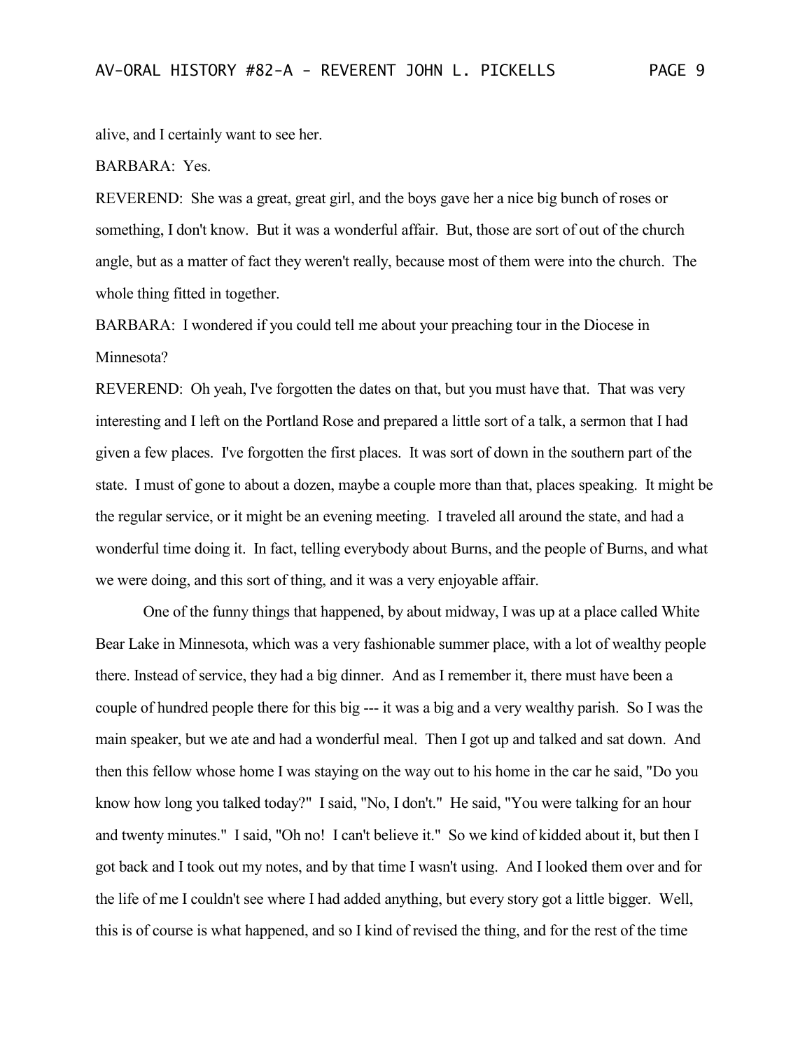alive, and I certainly want to see her.

BARBARA: Yes.

REVEREND: She was a great, great girl, and the boys gave her a nice big bunch of roses or something, I don't know. But it was a wonderful affair. But, those are sort of out of the church angle, but as a matter of fact they weren't really, because most of them were into the church. The whole thing fitted in together.

BARBARA: I wondered if you could tell me about your preaching tour in the Diocese in Minnesota?

REVEREND: Oh yeah, I've forgotten the dates on that, but you must have that. That was very interesting and I left on the Portland Rose and prepared a little sort of a talk, a sermon that I had given a few places. I've forgotten the first places. It was sort of down in the southern part of the state. I must of gone to about a dozen, maybe a couple more than that, places speaking. It might be the regular service, or it might be an evening meeting. I traveled all around the state, and had a wonderful time doing it. In fact, telling everybody about Burns, and the people of Burns, and what we were doing, and this sort of thing, and it was a very enjoyable affair.

One of the funny things that happened, by about midway, I was up at a place called White Bear Lake in Minnesota, which was a very fashionable summer place, with a lot of wealthy people there. Instead of service, they had a big dinner. And as I remember it, there must have been a couple of hundred people there for this big --- it was a big and a very wealthy parish. So I was the main speaker, but we ate and had a wonderful meal. Then I got up and talked and sat down. And then this fellow whose home I was staying on the way out to his home in the car he said, "Do you know how long you talked today?" I said, "No, I don't." He said, "You were talking for an hour and twenty minutes." I said, "Oh no! I can't believe it." So we kind of kidded about it, but then I got back and I took out my notes, and by that time I wasn't using. And I looked them over and for the life of me I couldn't see where I had added anything, but every story got a little bigger. Well, this is of course is what happened, and so I kind of revised the thing, and for the rest of the time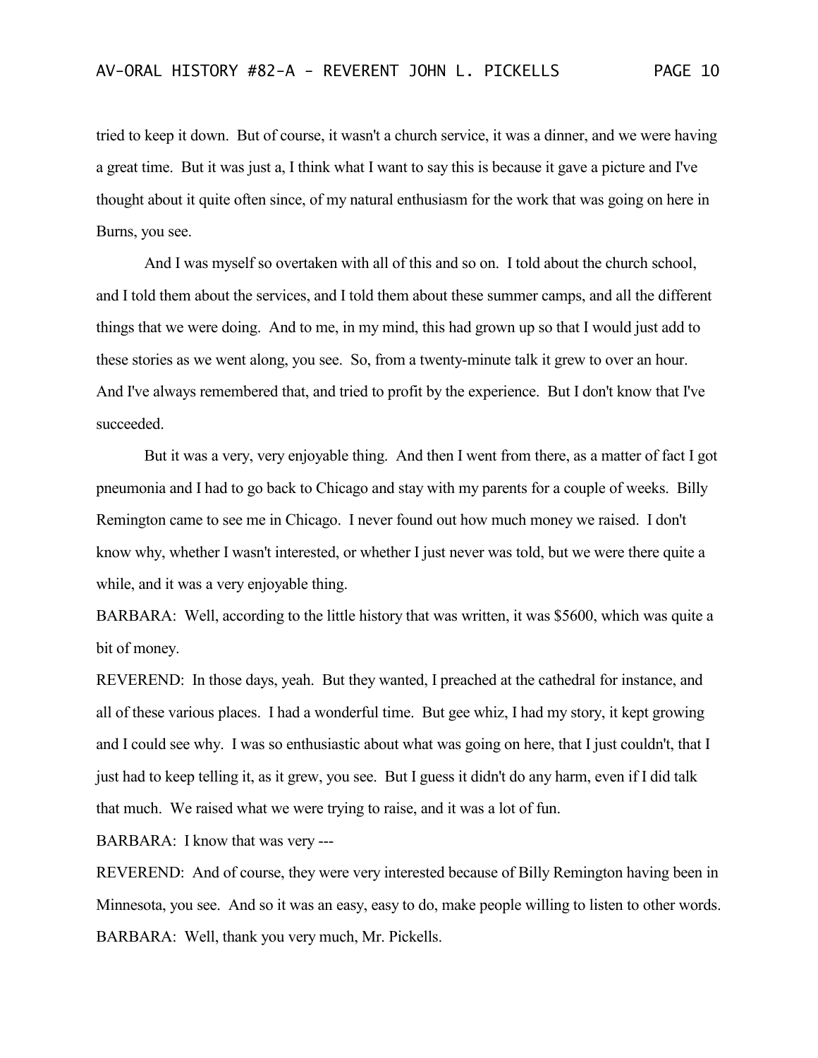tried to keep it down. But of course, it wasn't a church service, it was a dinner, and we were having a great time. But it was just a, I think what I want to say this is because it gave a picture and I've thought about it quite often since, of my natural enthusiasm for the work that was going on here in Burns, you see.

And I was myself so overtaken with all of this and so on. I told about the church school, and I told them about the services, and I told them about these summer camps, and all the different things that we were doing. And to me, in my mind, this had grown up so that I would just add to these stories as we went along, you see. So, from a twenty-minute talk it grew to over an hour. And I've always remembered that, and tried to profit by the experience. But I don't know that I've succeeded.

But it was a very, very enjoyable thing. And then I went from there, as a matter of fact I got pneumonia and I had to go back to Chicago and stay with my parents for a couple of weeks. Billy Remington came to see me in Chicago. I never found out how much money we raised. I don't know why, whether I wasn't interested, or whether I just never was told, but we were there quite a while, and it was a very enjoyable thing.

BARBARA: Well, according to the little history that was written, it was $5600, which was quite a bit of money.

REVEREND: In those days, yeah. But they wanted, I preached at the cathedral for instance, and all of these various places. I had a wonderful time. But gee whiz, I had my story, it kept growing and I could see why. I was so enthusiastic about what was going on here, that I just couldn't, that I just had to keep telling it, as it grew, you see. But I guess it didn't do any harm, even if I did talk that much. We raised what we were trying to raise, and it was a lot of fun.

BARBARA: I know that was very ---

REVEREND: And of course, they were very interested because of Billy Remington having been in Minnesota, you see. And so it was an easy, easy to do, make people willing to listen to other words.

BARBARA: Well, thank you very much, Mr. Pickells.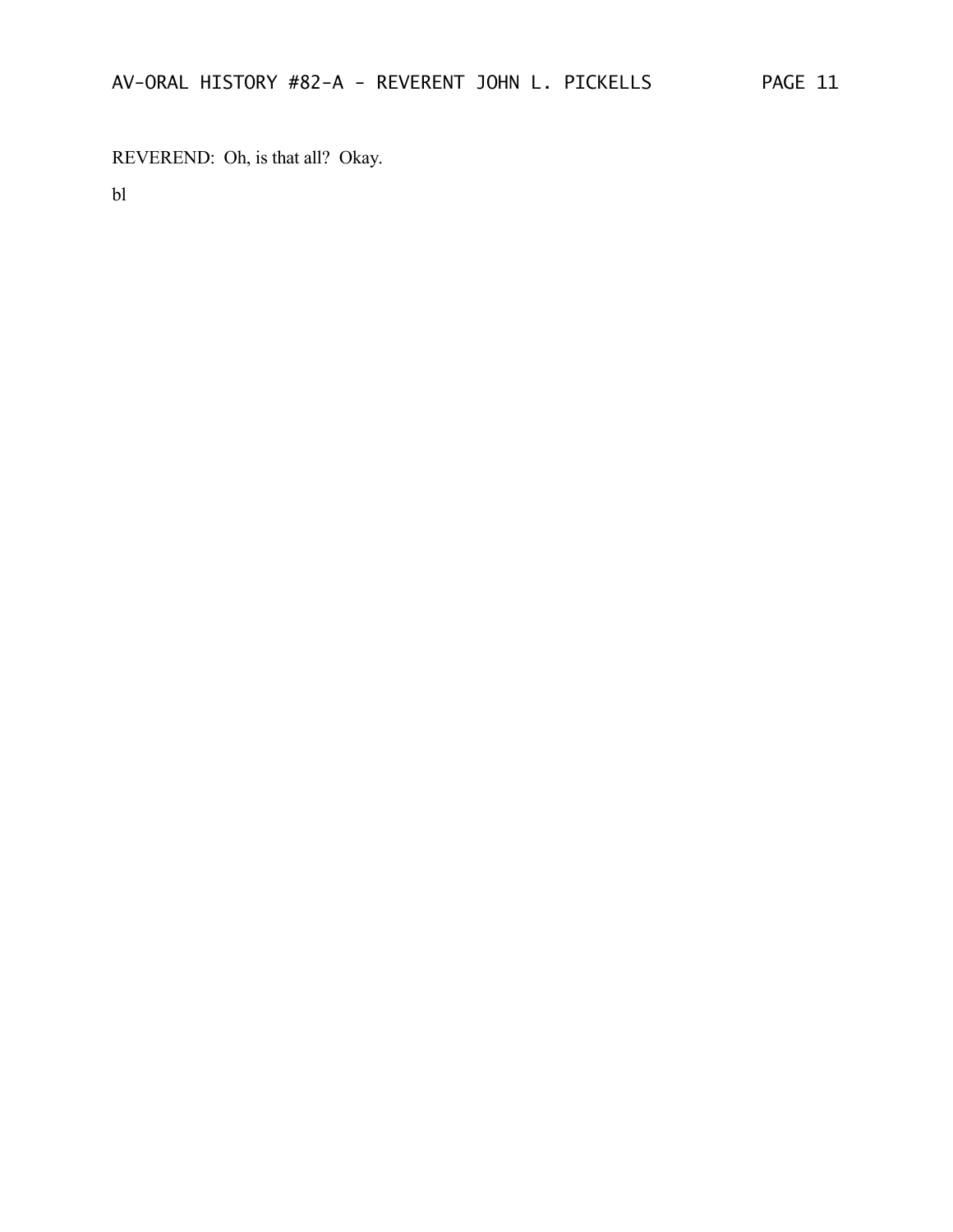REVEREND: Oh, is that all? Okay.

bl